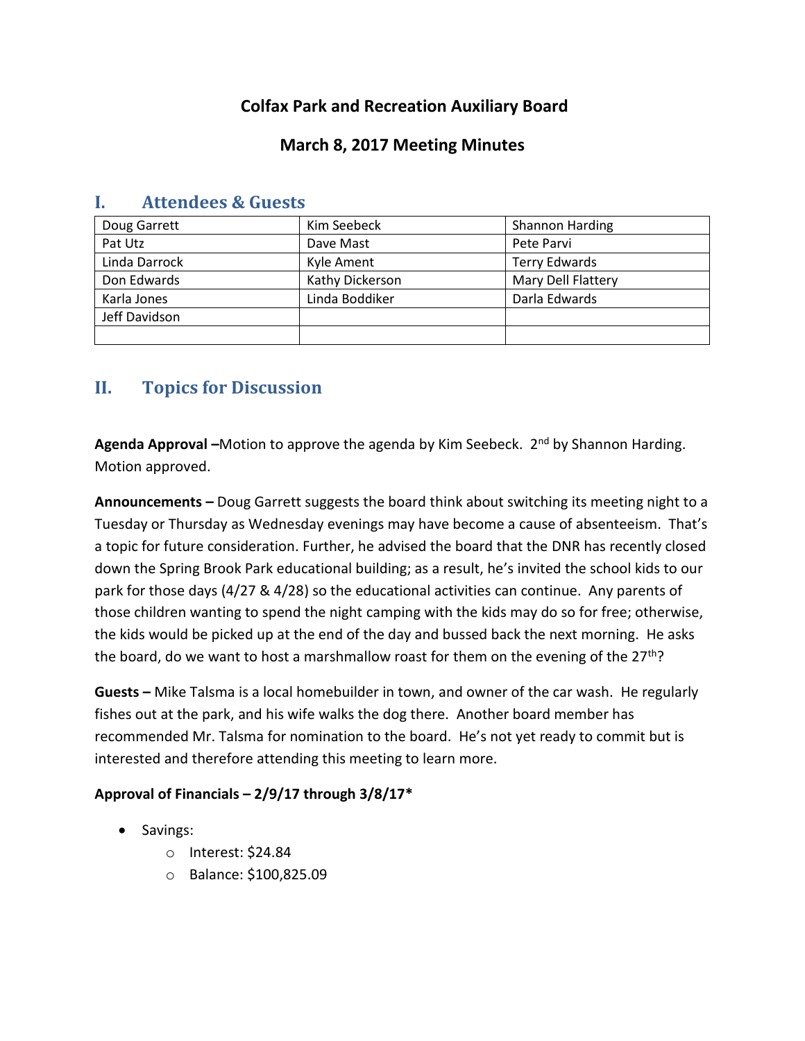# Colfax Park and Recreation Auxiliary Board

## March 8, 2017 Meeting Minutes

## I. Attendees & Guests

| | | |
|---|---|---|
| Doug Garrett | Kim Seebeck | Shannon Harding |
| Pat Utz | Dave Mast | Pete Parvi |
| Linda Darrock | Kyle Ament | Terry Edwards |
| Don Edwards | Kathy Dickerson | Mary Dell Flattery |
| Karla Jones | Linda Boddiker | Darla Edwards |
| Jeff Davidson | | |
| | | |

## II. Topics for Discussion

**Agenda Approval –**Motion to approve the agenda by Kim Seebeck. 2nd by Shannon Harding. Motion approved.

**Announcements –** Doug Garrett suggests the board think about switching its meeting night to a Tuesday or Thursday as Wednesday evenings may have become a cause of absenteeism. That's a topic for future consideration. Further, he advised the board that the DNR has recently closed down the Spring Brook Park educational building; as a result, he's invited the school kids to our park for those days (4/27 & 4/28) so the educational activities can continue. Any parents of those children wanting to spend the night camping with the kids may do so for free; otherwise, the kids would be picked up at the end of the day and bussed back the next morning. He asks the board, do we want to host a marshmallow roast for them on the evening of the 27th?

**Guests –** Mike Talsma is a local homebuilder in town, and owner of the car wash. He regularly fishes out at the park, and his wife walks the dog there. Another board member has recommended Mr. Talsma for nomination to the board. He's not yet ready to commit but is interested and therefore attending this meeting to learn more.

**Approval of Financials – 2/9/17 through 3/8/17***

- Savings:
  - Interest: $24.84
  - Balance: $100,825.09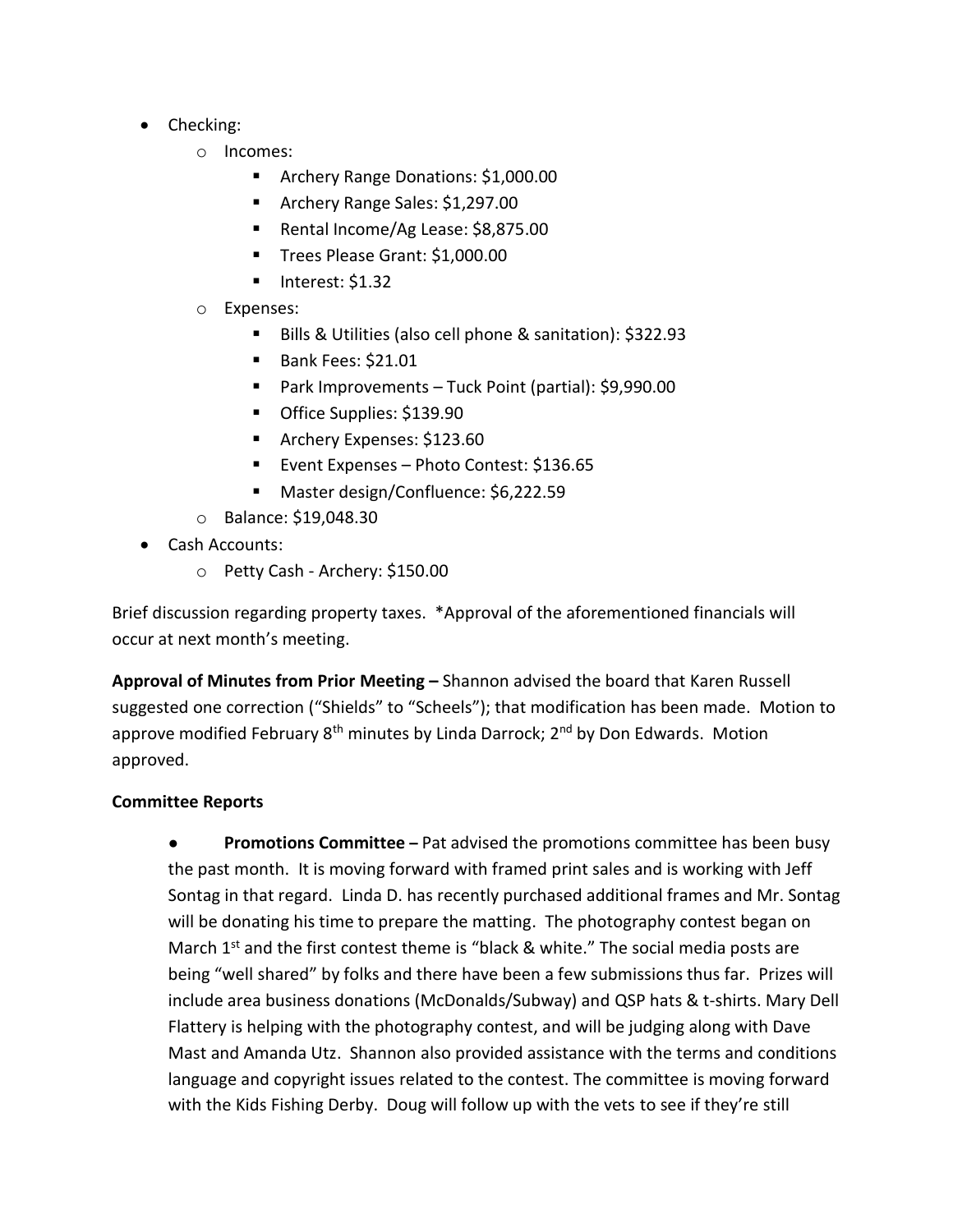- Checking:
  - Incomes:
    - Archery Range Donations: $1,000.00
    - Archery Range Sales: $1,297.00
    - Rental Income/Ag Lease: $8,875.00
    - Trees Please Grant: $1,000.00
    - Interest: $1.32
  - Expenses:
    - Bills & Utilities (also cell phone & sanitation): $322.93
    - Bank Fees: $21.01
    - Park Improvements – Tuck Point (partial): $9,990.00
    - Office Supplies: $139.90
    - Archery Expenses: $123.60
    - Event Expenses – Photo Contest: $136.65
    - Master design/Confluence: $6,222.59
  - Balance: $19,048.30
- Cash Accounts:
  - Petty Cash - Archery: $150.00

Brief discussion regarding property taxes. *Approval of the aforementioned financials will occur at next month's meeting.

**Approval of Minutes from Prior Meeting –** Shannon advised the board that Karen Russell suggested one correction ("Shields" to "Scheels"); that modification has been made. Motion to approve modified February 8th minutes by Linda Darrock; 2nd by Don Edwards. Motion approved.

**Committee Reports**

- **Promotions Committee –** Pat advised the promotions committee has been busy the past month. It is moving forward with framed print sales and is working with Jeff Sontag in that regard. Linda D. has recently purchased additional frames and Mr. Sontag will be donating his time to prepare the matting. The photography contest began on March 1st and the first contest theme is "black & white." The social media posts are being "well shared" by folks and there have been a few submissions thus far. Prizes will include area business donations (McDonalds/Subway) and QSP hats & t-shirts. Mary Dell Flattery is helping with the photography contest, and will be judging along with Dave Mast and Amanda Utz. Shannon also provided assistance with the terms and conditions language and copyright issues related to the contest. The committee is moving forward with the Kids Fishing Derby. Doug will follow up with the vets to see if they're still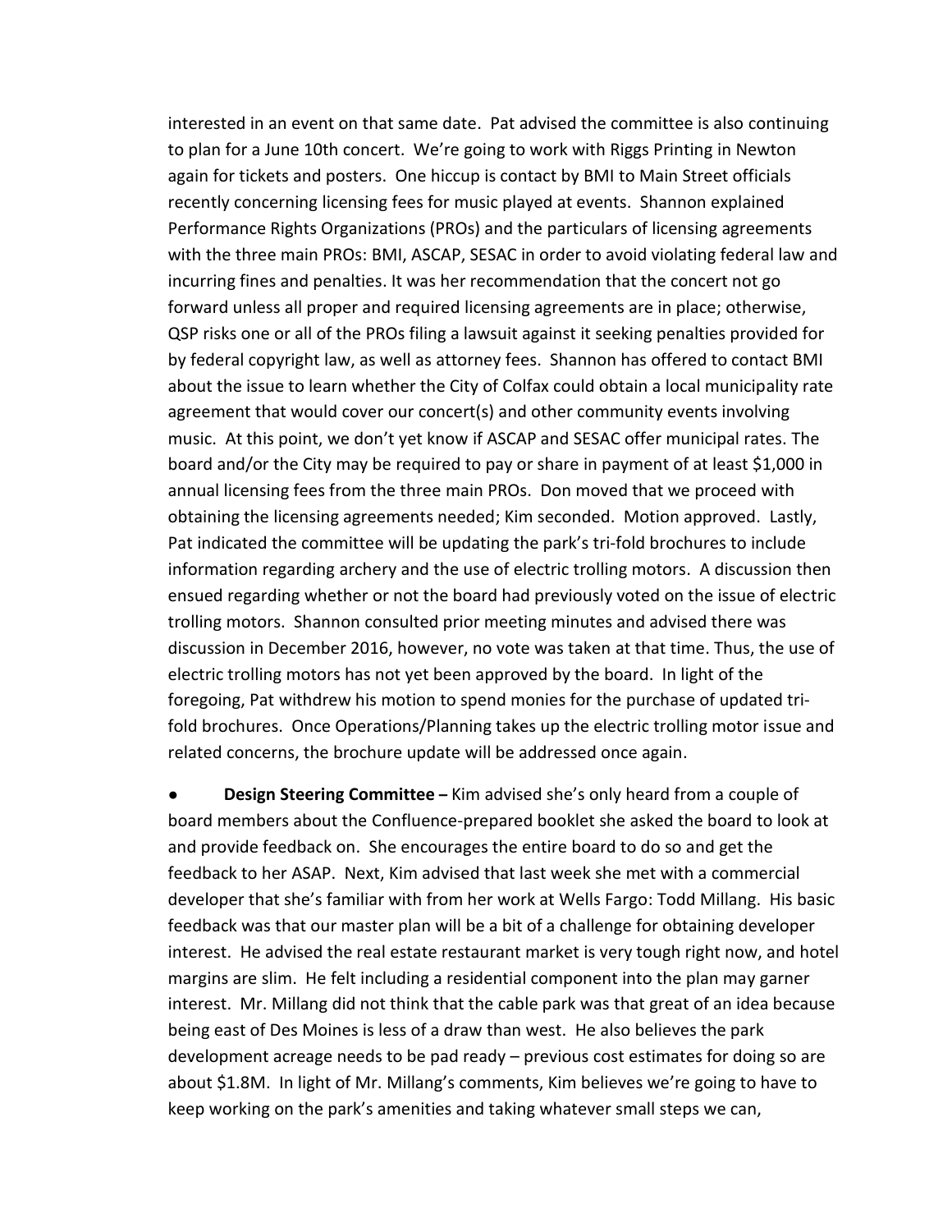interested in an event on that same date. Pat advised the committee is also continuing to plan for a June 10th concert. We're going to work with Riggs Printing in Newton again for tickets and posters. One hiccup is contact by BMI to Main Street officials recently concerning licensing fees for music played at events. Shannon explained Performance Rights Organizations (PROs) and the particulars of licensing agreements with the three main PROs: BMI, ASCAP, SESAC in order to avoid violating federal law and incurring fines and penalties. It was her recommendation that the concert not go forward unless all proper and required licensing agreements are in place; otherwise, QSP risks one or all of the PROs filing a lawsuit against it seeking penalties provided for by federal copyright law, as well as attorney fees. Shannon has offered to contact BMI about the issue to learn whether the City of Colfax could obtain a local municipality rate agreement that would cover our concert(s) and other community events involving music. At this point, we don't yet know if ASCAP and SESAC offer municipal rates. The board and/or the City may be required to pay or share in payment of at least $1,000 in annual licensing fees from the three main PROs. Don moved that we proceed with obtaining the licensing agreements needed; Kim seconded. Motion approved. Lastly, Pat indicated the committee will be updating the park's tri-fold brochures to include information regarding archery and the use of electric trolling motors. A discussion then ensued regarding whether or not the board had previously voted on the issue of electric trolling motors. Shannon consulted prior meeting minutes and advised there was discussion in December 2016, however, no vote was taken at that time. Thus, the use of electric trolling motors has not yet been approved by the board. In light of the foregoing, Pat withdrew his motion to spend monies for the purchase of updated tri-fold brochures. Once Operations/Planning takes up the electric trolling motor issue and related concerns, the brochure update will be addressed once again.

- **Design Steering Committee –** Kim advised she's only heard from a couple of board members about the Confluence-prepared booklet she asked the board to look at and provide feedback on. She encourages the entire board to do so and get the feedback to her ASAP. Next, Kim advised that last week she met with a commercial developer that she's familiar with from her work at Wells Fargo: Todd Millang. His basic feedback was that our master plan will be a bit of a challenge for obtaining developer interest. He advised the real estate restaurant market is very tough right now, and hotel margins are slim. He felt including a residential component into the plan may garner interest. Mr. Millang did not think that the cable park was that great of an idea because being east of Des Moines is less of a draw than west. He also believes the park development acreage needs to be pad ready – previous cost estimates for doing so are about $1.8M. In light of Mr. Millang's comments, Kim believes we're going to have to keep working on the park's amenities and taking whatever small steps we can,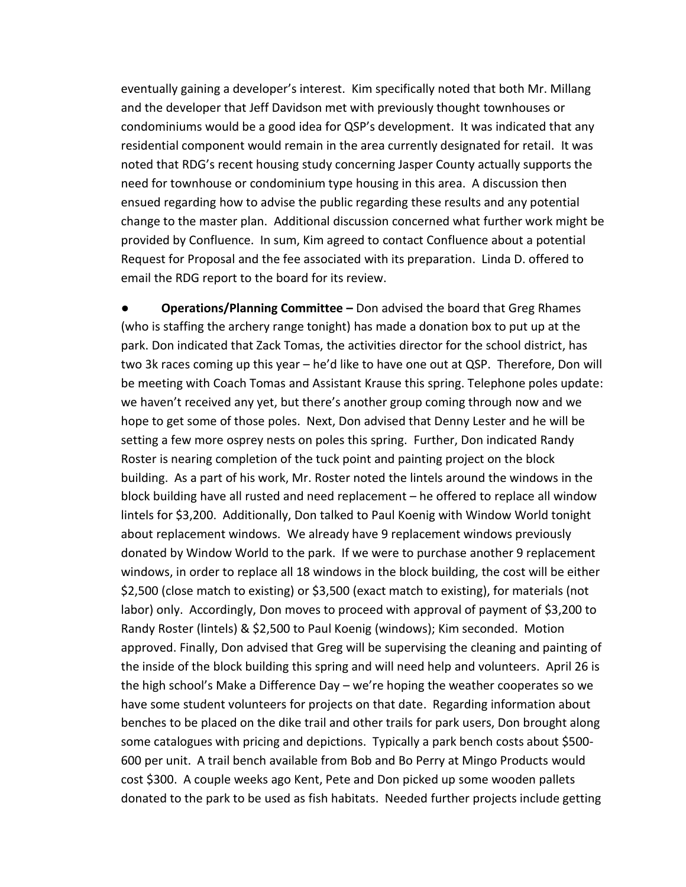eventually gaining a developer's interest. Kim specifically noted that both Mr. Millang and the developer that Jeff Davidson met with previously thought townhouses or condominiums would be a good idea for QSP's development. It was indicated that any residential component would remain in the area currently designated for retail. It was noted that RDG's recent housing study concerning Jasper County actually supports the need for townhouse or condominium type housing in this area. A discussion then ensued regarding how to advise the public regarding these results and any potential change to the master plan. Additional discussion concerned what further work might be provided by Confluence. In sum, Kim agreed to contact Confluence about a potential Request for Proposal and the fee associated with its preparation. Linda D. offered to email the RDG report to the board for its review.

- **Operations/Planning Committee –** Don advised the board that Greg Rhames (who is staffing the archery range tonight) has made a donation box to put up at the park. Don indicated that Zack Tomas, the activities director for the school district, has two 3k races coming up this year – he'd like to have one out at QSP. Therefore, Don will be meeting with Coach Tomas and Assistant Krause this spring. Telephone poles update: we haven't received any yet, but there's another group coming through now and we hope to get some of those poles. Next, Don advised that Denny Lester and he will be setting a few more osprey nests on poles this spring. Further, Don indicated Randy Roster is nearing completion of the tuck point and painting project on the block building. As a part of his work, Mr. Roster noted the lintels around the windows in the block building have all rusted and need replacement – he offered to replace all window lintels for $3,200. Additionally, Don talked to Paul Koenig with Window World tonight about replacement windows. We already have 9 replacement windows previously donated by Window World to the park. If we were to purchase another 9 replacement windows, in order to replace all 18 windows in the block building, the cost will be either $2,500 (close match to existing) or $3,500 (exact match to existing), for materials (not labor) only. Accordingly, Don moves to proceed with approval of payment of $3,200 to Randy Roster (lintels) & $2,500 to Paul Koenig (windows); Kim seconded. Motion approved. Finally, Don advised that Greg will be supervising the cleaning and painting of the inside of the block building this spring and will need help and volunteers. April 26 is the high school's Make a Difference Day – we're hoping the weather cooperates so we have some student volunteers for projects on that date. Regarding information about benches to be placed on the dike trail and other trails for park users, Don brought along some catalogues with pricing and depictions. Typically a park bench costs about $500-600 per unit. A trail bench available from Bob and Bo Perry at Mingo Products would cost $300. A couple weeks ago Kent, Pete and Don picked up some wooden pallets donated to the park to be used as fish habitats. Needed further projects include getting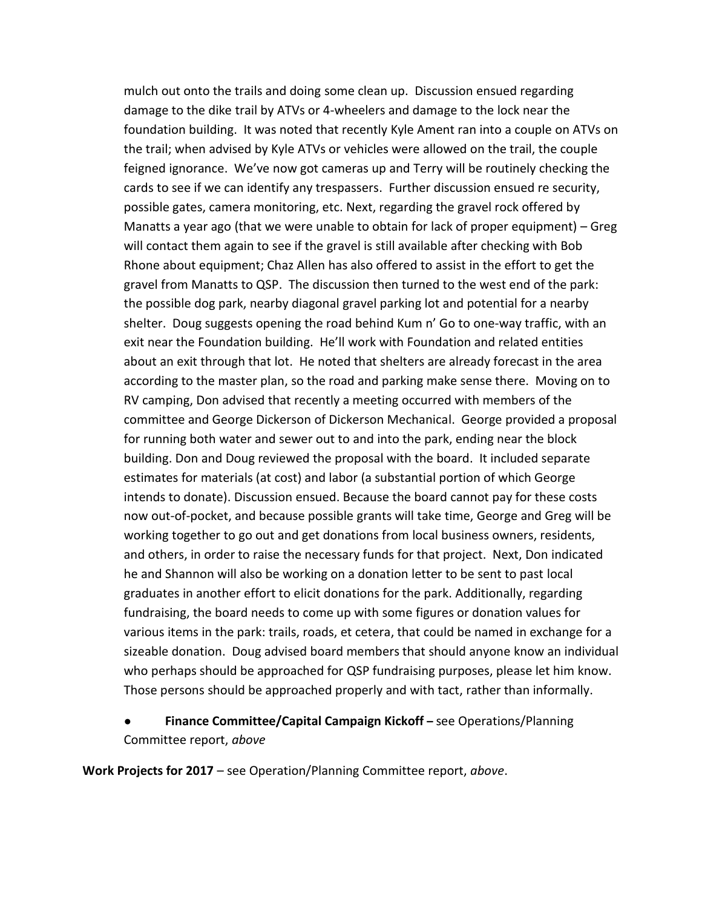mulch out onto the trails and doing some clean up. Discussion ensued regarding damage to the dike trail by ATVs or 4-wheelers and damage to the lock near the foundation building. It was noted that recently Kyle Ament ran into a couple on ATVs on the trail; when advised by Kyle ATVs or vehicles were allowed on the trail, the couple feigned ignorance. We've now got cameras up and Terry will be routinely checking the cards to see if we can identify any trespassers. Further discussion ensued re security, possible gates, camera monitoring, etc. Next, regarding the gravel rock offered by Manatts a year ago (that we were unable to obtain for lack of proper equipment) – Greg will contact them again to see if the gravel is still available after checking with Bob Rhone about equipment; Chaz Allen has also offered to assist in the effort to get the gravel from Manatts to QSP. The discussion then turned to the west end of the park: the possible dog park, nearby diagonal gravel parking lot and potential for a nearby shelter. Doug suggests opening the road behind Kum n' Go to one-way traffic, with an exit near the Foundation building. He'll work with Foundation and related entities about an exit through that lot. He noted that shelters are already forecast in the area according to the master plan, so the road and parking make sense there. Moving on to RV camping, Don advised that recently a meeting occurred with members of the committee and George Dickerson of Dickerson Mechanical. George provided a proposal for running both water and sewer out to and into the park, ending near the block building. Don and Doug reviewed the proposal with the board. It included separate estimates for materials (at cost) and labor (a substantial portion of which George intends to donate). Discussion ensued. Because the board cannot pay for these costs now out-of-pocket, and because possible grants will take time, George and Greg will be working together to go out and get donations from local business owners, residents, and others, in order to raise the necessary funds for that project. Next, Don indicated he and Shannon will also be working on a donation letter to be sent to past local graduates in another effort to elicit donations for the park. Additionally, regarding fundraising, the board needs to come up with some figures or donation values for various items in the park: trails, roads, et cetera, that could be named in exchange for a sizeable donation. Doug advised board members that should anyone know an individual who perhaps should be approached for QSP fundraising purposes, please let him know. Those persons should be approached properly and with tact, rather than informally.

- **Finance Committee/Capital Campaign Kickoff –** see Operations/Planning Committee report, *above*

**Work Projects for 2017** – see Operation/Planning Committee report, *above*.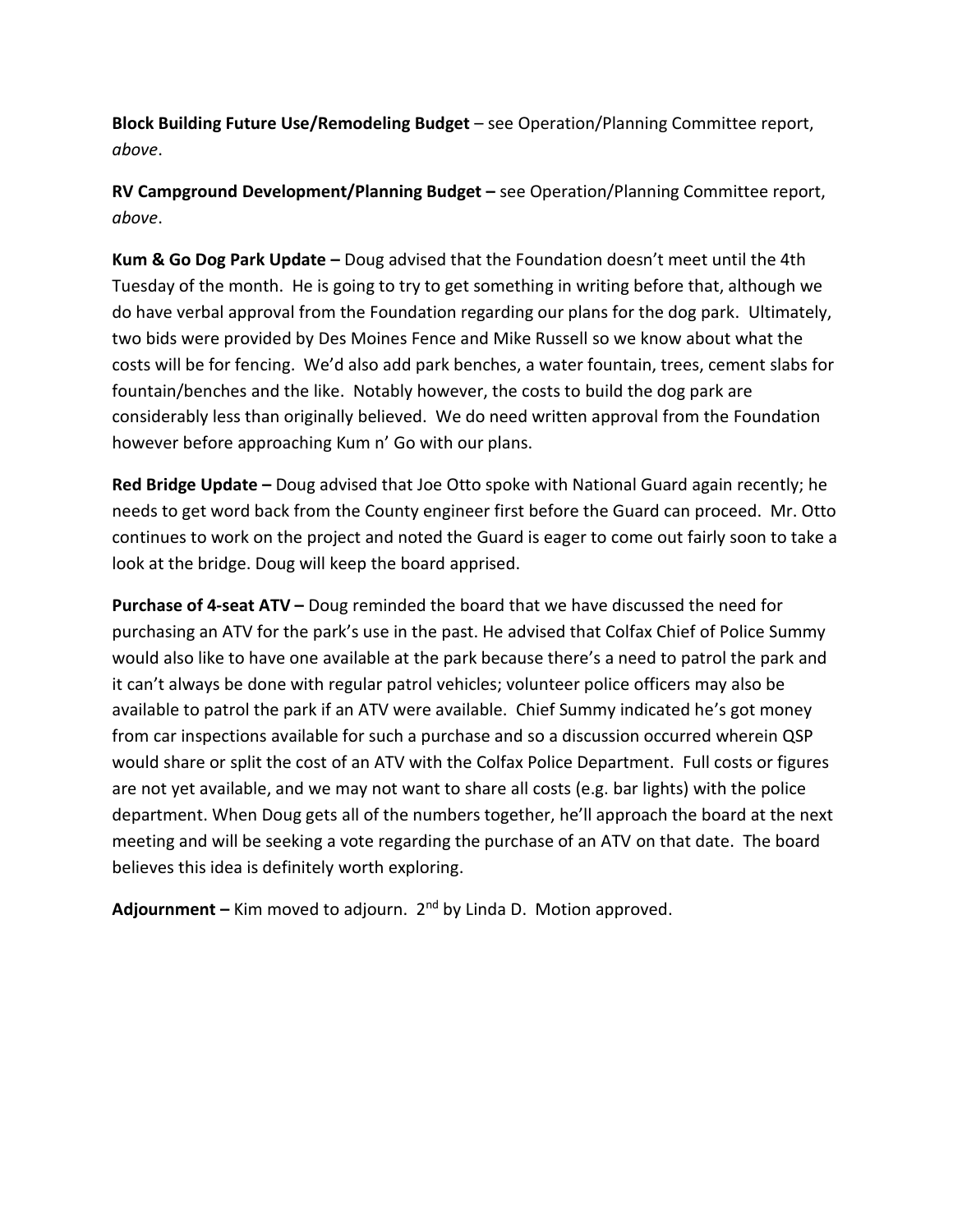**Block Building Future Use/Remodeling Budget** – see Operation/Planning Committee report, *above*.

**RV Campground Development/Planning Budget –** see Operation/Planning Committee report, *above*.

**Kum & Go Dog Park Update –** Doug advised that the Foundation doesn't meet until the 4th Tuesday of the month. He is going to try to get something in writing before that, although we do have verbal approval from the Foundation regarding our plans for the dog park. Ultimately, two bids were provided by Des Moines Fence and Mike Russell so we know about what the costs will be for fencing. We'd also add park benches, a water fountain, trees, cement slabs for fountain/benches and the like. Notably however, the costs to build the dog park are considerably less than originally believed. We do need written approval from the Foundation however before approaching Kum n' Go with our plans.

**Red Bridge Update –** Doug advised that Joe Otto spoke with National Guard again recently; he needs to get word back from the County engineer first before the Guard can proceed. Mr. Otto continues to work on the project and noted the Guard is eager to come out fairly soon to take a look at the bridge. Doug will keep the board apprised.

**Purchase of 4-seat ATV –** Doug reminded the board that we have discussed the need for purchasing an ATV for the park's use in the past. He advised that Colfax Chief of Police Summy would also like to have one available at the park because there's a need to patrol the park and it can't always be done with regular patrol vehicles; volunteer police officers may also be available to patrol the park if an ATV were available. Chief Summy indicated he's got money from car inspections available for such a purchase and so a discussion occurred wherein QSP would share or split the cost of an ATV with the Colfax Police Department. Full costs or figures are not yet available, and we may not want to share all costs (e.g. bar lights) with the police department. When Doug gets all of the numbers together, he'll approach the board at the next meeting and will be seeking a vote regarding the purchase of an ATV on that date. The board believes this idea is definitely worth exploring.

**Adjournment –** Kim moved to adjourn. 2nd by Linda D. Motion approved.